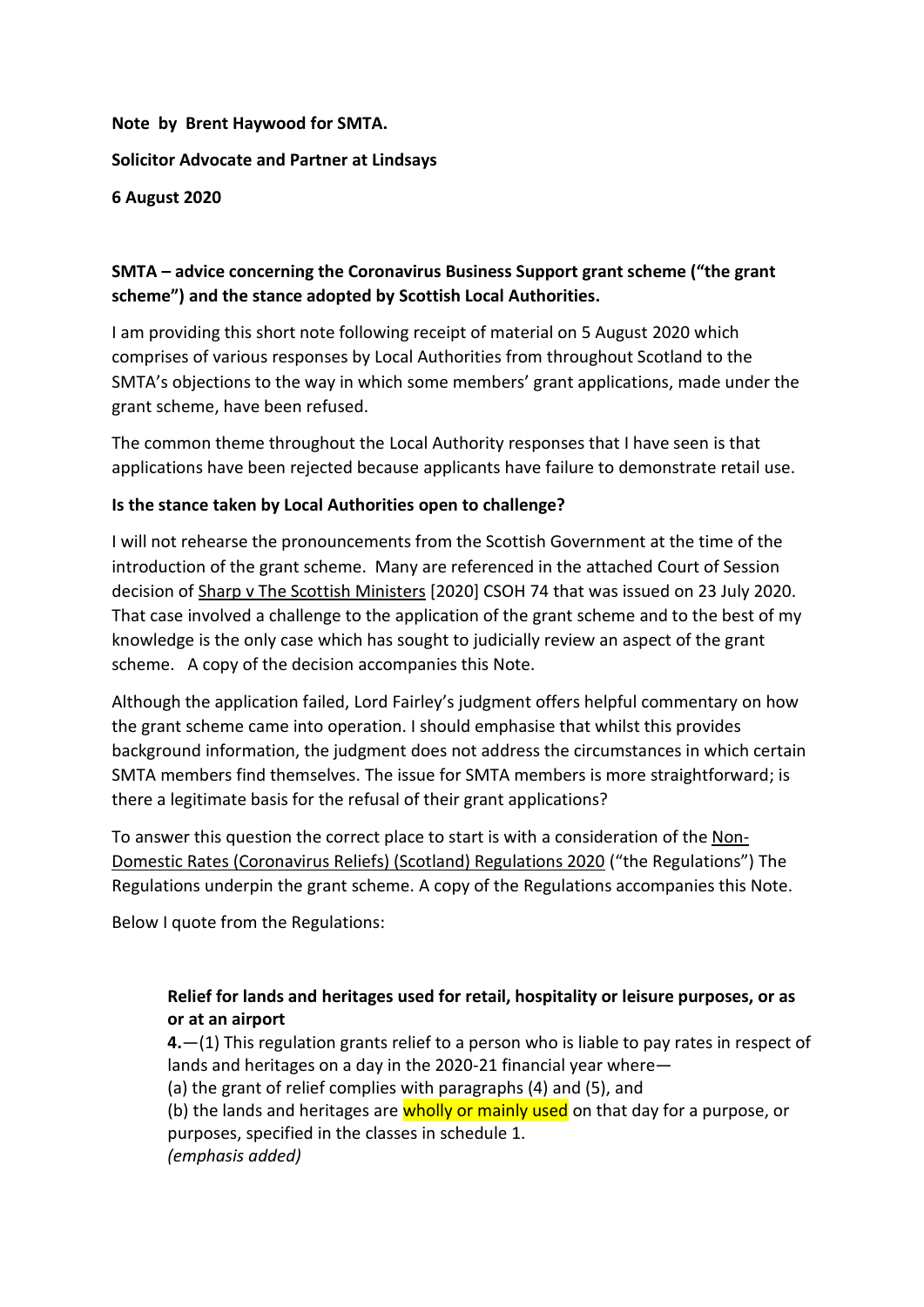**Note by Brent Haywood for SMTA.**

**Solicitor Advocate and Partner at Lindsays**

**6 August 2020**

**SMTA – advice concerning the Coronavirus Business Support grant scheme ("the grant scheme") and the stance adopted by Scottish Local Authorities.**

I am providing this short note following receipt of material on 5 August 2020 which comprises of various responses by Local Authorities from throughout Scotland to the SMTA's objections to the way in which some members' grant applications, made under the grant scheme, have been refused.

The common theme throughout the Local Authority responses that I have seen is that applications have been rejected because applicants have failure to demonstrate retail use.

**Is the stance taken by Local Authorities open to challenge?**

I will not rehearse the pronouncements from the Scottish Government at the time of the introduction of the grant scheme. Many are referenced in the attached Court of Session decision of Sharp v The Scottish Ministers [2020] CSOH 74 that was issued on 23 July 2020. That case involved a challenge to the application of the grant scheme and to the best of my knowledge is the only case which has sought to judicially review an aspect of the grant scheme. A copy of the decision accompanies this Note.

Although the application failed, Lord Fairley's judgment offers helpful commentary on how the grant scheme came into operation. I should emphasise that whilst this provides background information, the judgment does not address the circumstances in which certain SMTA members find themselves. The issue for SMTA members is more straightforward; is there a legitimate basis for the refusal of their grant applications?

To answer this question the correct place to start is with a consideration of the Non-Domestic Rates (Coronavirus Reliefs) (Scotland) Regulations 2020 ("the Regulations") The Regulations underpin the grant scheme. A copy of the Regulations accompanies this Note.

Below I quote from the Regulations:

> **Relief for lands and heritages used for retail, hospitality or leisure purposes, or as or at an airport**
>
> **4.**—(1) This regulation grants relief to a person who is liable to pay rates in respect of lands and heritages on a day in the 2020-21 financial year where—
>
> (a) the grant of relief complies with paragraphs (4) and (5), and
>
> (b) the lands and heritages are wholly or mainly used on that day for a purpose, or purposes, specified in the classes in schedule 1.
>
> *(emphasis added)*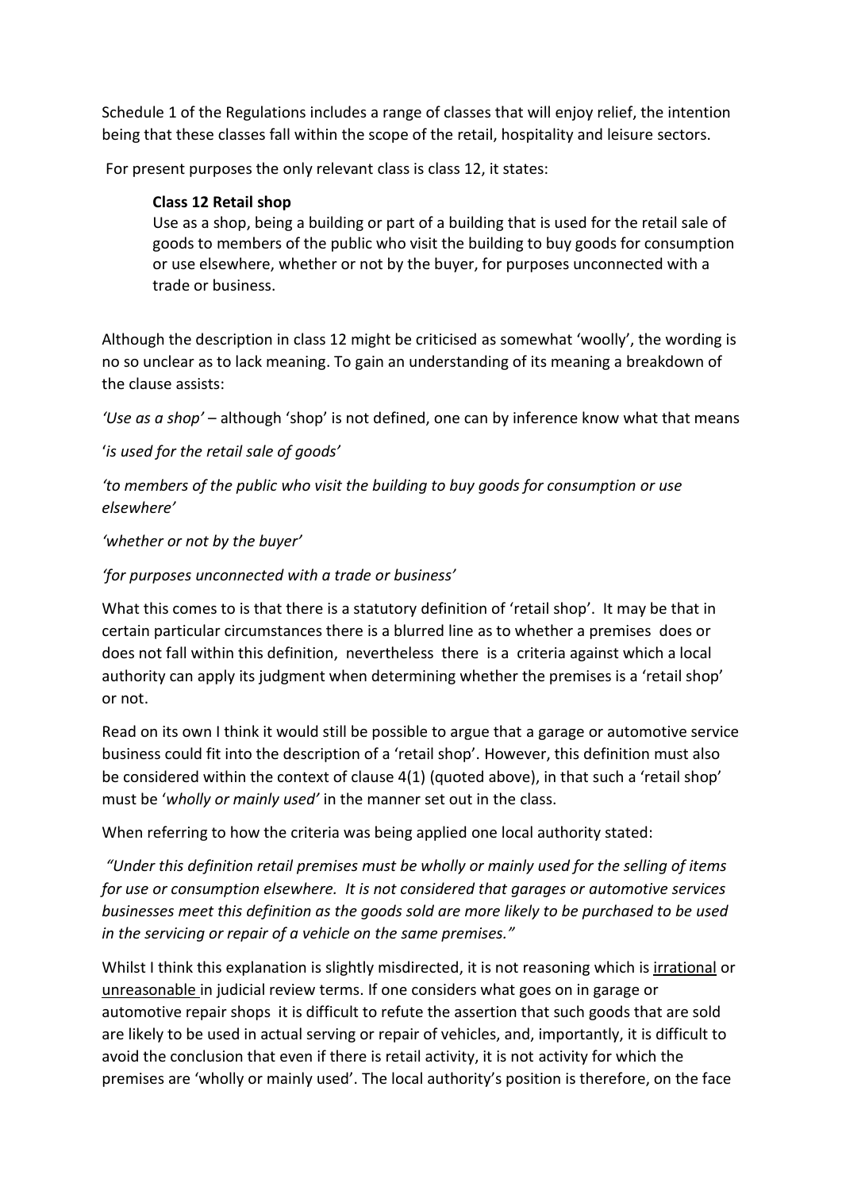Schedule 1 of the Regulations includes a range of classes that will enjoy relief, the intention being that these classes fall within the scope of the retail, hospitality and leisure sectors.

For present purposes the only relevant class is class 12, it states:

> **Class 12 Retail shop**
> Use as a shop, being a building or part of a building that is used for the retail sale of goods to members of the public who visit the building to buy goods for consumption or use elsewhere, whether or not by the buyer, for purposes unconnected with a trade or business.

Although the description in class 12 might be criticised as somewhat 'woolly', the wording is no so unclear as to lack meaning. To gain an understanding of its meaning a breakdown of the clause assists:

*'Use as a shop'* – although 'shop' is not defined, one can by inference know what that means

'*is used for the retail sale of goods'*

*'to members of the public who visit the building to buy goods for consumption or use elsewhere'*

*'whether or not by the buyer'*

*'for purposes unconnected with a trade or business'*

What this comes to is that there is a statutory definition of 'retail shop'. It may be that in certain particular circumstances there is a blurred line as to whether a premises does or does not fall within this definition, nevertheless there is a criteria against which a local authority can apply its judgment when determining whether the premises is a 'retail shop' or not.

Read on its own I think it would still be possible to argue that a garage or automotive service business could fit into the description of a 'retail shop'. However, this definition must also be considered within the context of clause 4(1) (quoted above), in that such a 'retail shop' must be '*wholly or mainly used'* in the manner set out in the class.

When referring to how the criteria was being applied one local authority stated:

*"Under this definition retail premises must be wholly or mainly used for the selling of items for use or consumption elsewhere. It is not considered that garages or automotive services businesses meet this definition as the goods sold are more likely to be purchased to be used in the servicing or repair of a vehicle on the same premises."*

Whilst I think this explanation is slightly misdirected, it is not reasoning which is irrational or unreasonable in judicial review terms. If one considers what goes on in garage or automotive repair shops it is difficult to refute the assertion that such goods that are sold are likely to be used in actual serving or repair of vehicles, and, importantly, it is difficult to avoid the conclusion that even if there is retail activity, it is not activity for which the premises are 'wholly or mainly used'. The local authority's position is therefore, on the face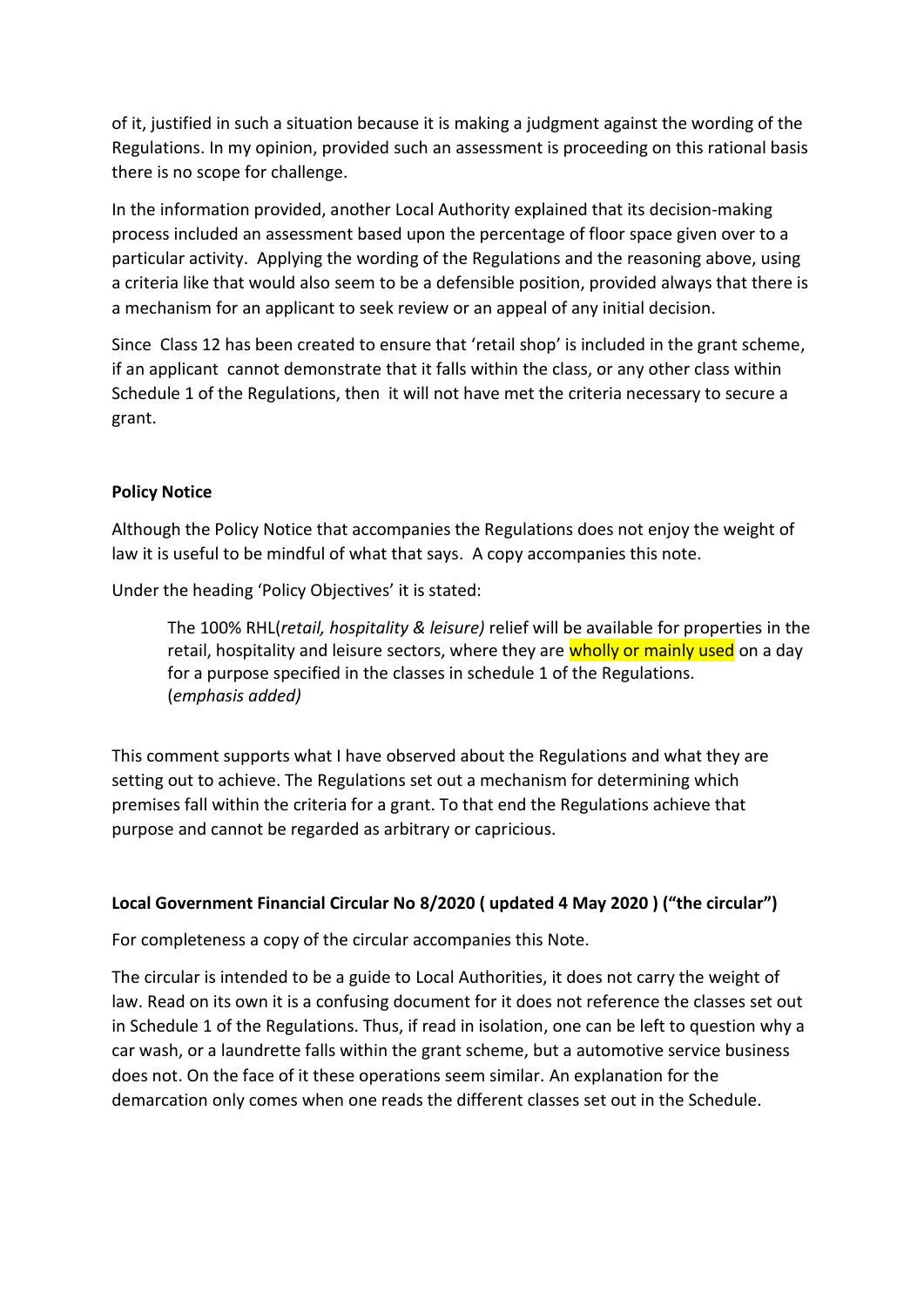of it, justified in such a situation because it is making a judgment against the wording of the Regulations. In my opinion, provided such an assessment is proceeding on this rational basis there is no scope for challenge.

In the information provided, another Local Authority explained that its decision-making process included an assessment based upon the percentage of floor space given over to a particular activity. Applying the wording of the Regulations and the reasoning above, using a criteria like that would also seem to be a defensible position, provided always that there is a mechanism for an applicant to seek review or an appeal of any initial decision.

Since Class 12 has been created to ensure that 'retail shop' is included in the grant scheme, if an applicant cannot demonstrate that it falls within the class, or any other class within Schedule 1 of the Regulations, then it will not have met the criteria necessary to secure a grant.

**Policy Notice**

Although the Policy Notice that accompanies the Regulations does not enjoy the weight of law it is useful to be mindful of what that says. A copy accompanies this note.

Under the heading 'Policy Objectives' it is stated:

> The 100% RHL(*retail, hospitality & leisure)* relief will be available for properties in the retail, hospitality and leisure sectors, where they are wholly or mainly used on a day for a purpose specified in the classes in schedule 1 of the Regulations. (*emphasis added)*

This comment supports what I have observed about the Regulations and what they are setting out to achieve. The Regulations set out a mechanism for determining which premises fall within the criteria for a grant. To that end the Regulations achieve that purpose and cannot be regarded as arbitrary or capricious.

**Local Government Financial Circular No 8/2020 ( updated 4 May 2020 ) ("the circular")**

For completeness a copy of the circular accompanies this Note.

The circular is intended to be a guide to Local Authorities, it does not carry the weight of law. Read on its own it is a confusing document for it does not reference the classes set out in Schedule 1 of the Regulations. Thus, if read in isolation, one can be left to question why a car wash, or a laundrette falls within the grant scheme, but a automotive service business does not. On the face of it these operations seem similar. An explanation for the demarcation only comes when one reads the different classes set out in the Schedule.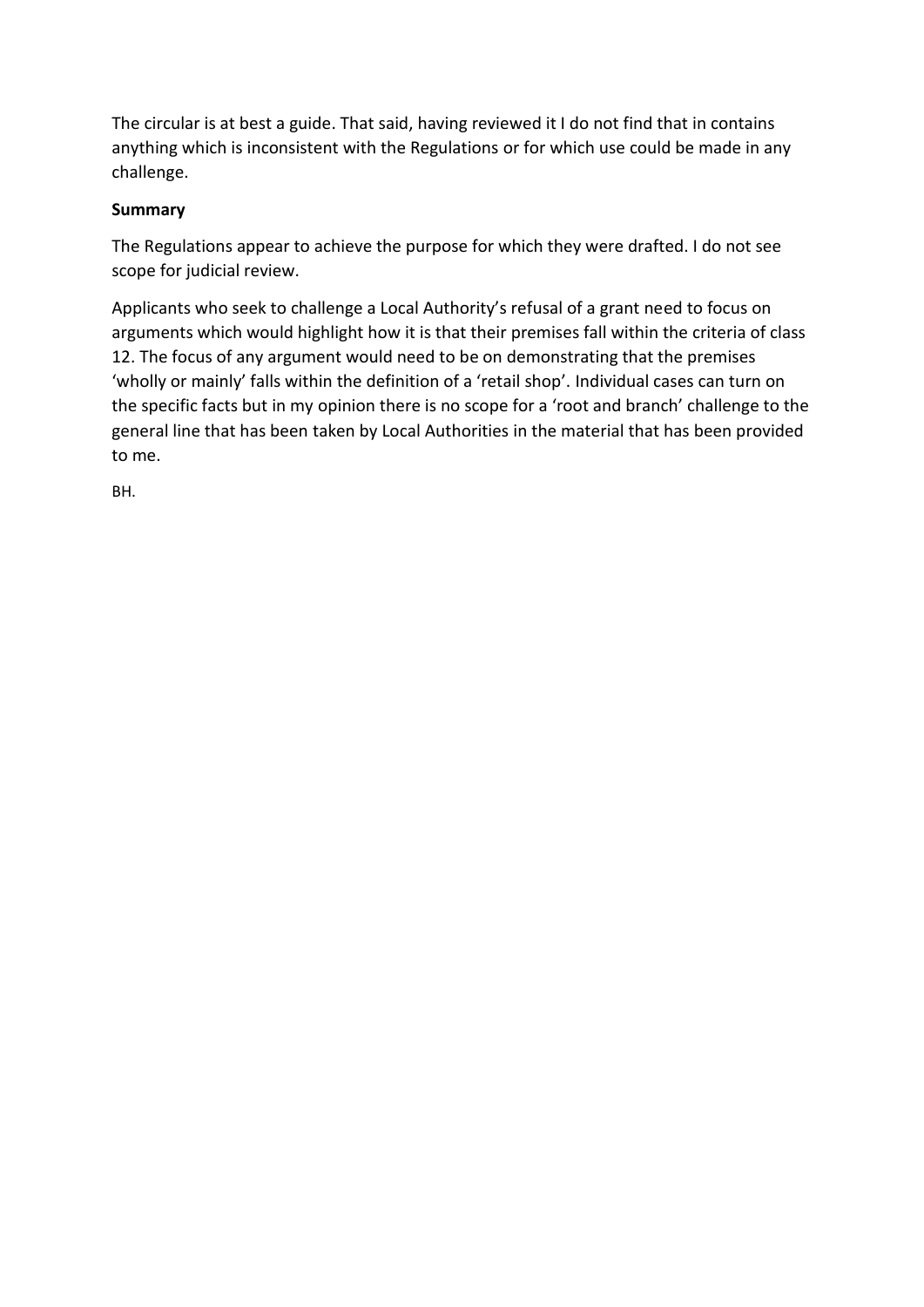The circular is at best a guide. That said, having reviewed it I do not find that in contains anything which is inconsistent with the Regulations or for which use could be made in any challenge.

**Summary**

The Regulations appear to achieve the purpose for which they were drafted. I do not see scope for judicial review.

Applicants who seek to challenge a Local Authority's refusal of a grant need to focus on arguments which would highlight how it is that their premises fall within the criteria of class 12. The focus of any argument would need to be on demonstrating that the premises 'wholly or mainly' falls within the definition of a 'retail shop'. Individual cases can turn on the specific facts but in my opinion there is no scope for a 'root and branch' challenge to the general line that has been taken by Local Authorities in the material that has been provided to me.

BH.